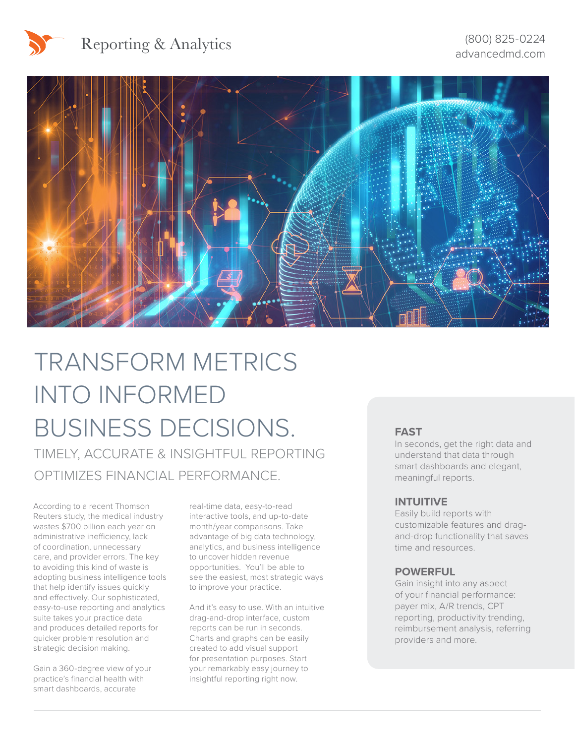# Reporting & Analytics

(800) 825-0224
advancedmd.com

# TRANSFORM METRICS INTO INFORMED BUSINESS DECISIONS.

## TIMELY, ACCURATE & INSIGHTFUL REPORTING OPTIMIZES FINANCIAL PERFORMANCE.

According to a recent Thomson Reuters study, the medical industry wastes $700 billion each year on administrative inefficiency, lack of coordination, unnecessary care, and provider errors. The key to avoiding this kind of waste is adopting business intelligence tools that help identify issues quickly and effectively. Our sophisticated, easy-to-use reporting and analytics suite takes your practice data and produces detailed reports for quicker problem resolution and strategic decision making.

Gain a 360-degree view of your practice's financial health with smart dashboards, accurate real-time data, easy-to-read interactive tools, and up-to-date month/year comparisons. Take advantage of big data technology, analytics, and business intelligence to uncover hidden revenue opportunities. You'll be able to see the easiest, most strategic ways to improve your practice.

And it's easy to use. With an intuitive drag-and-drop interface, custom reports can be run in seconds. Charts and graphs can be easily created to add visual support for presentation purposes. Start your remarkably easy journey to insightful reporting right now.

### FAST

In seconds, get the right data and understand that data through smart dashboards and elegant, meaningful reports.

### INTUITIVE

Easily build reports with customizable features and drag-and-drop functionality that saves time and resources.

### POWERFUL

Gain insight into any aspect of your financial performance: payer mix, A/R trends, CPT reporting, productivity trending, reimbursement analysis, referring providers and more.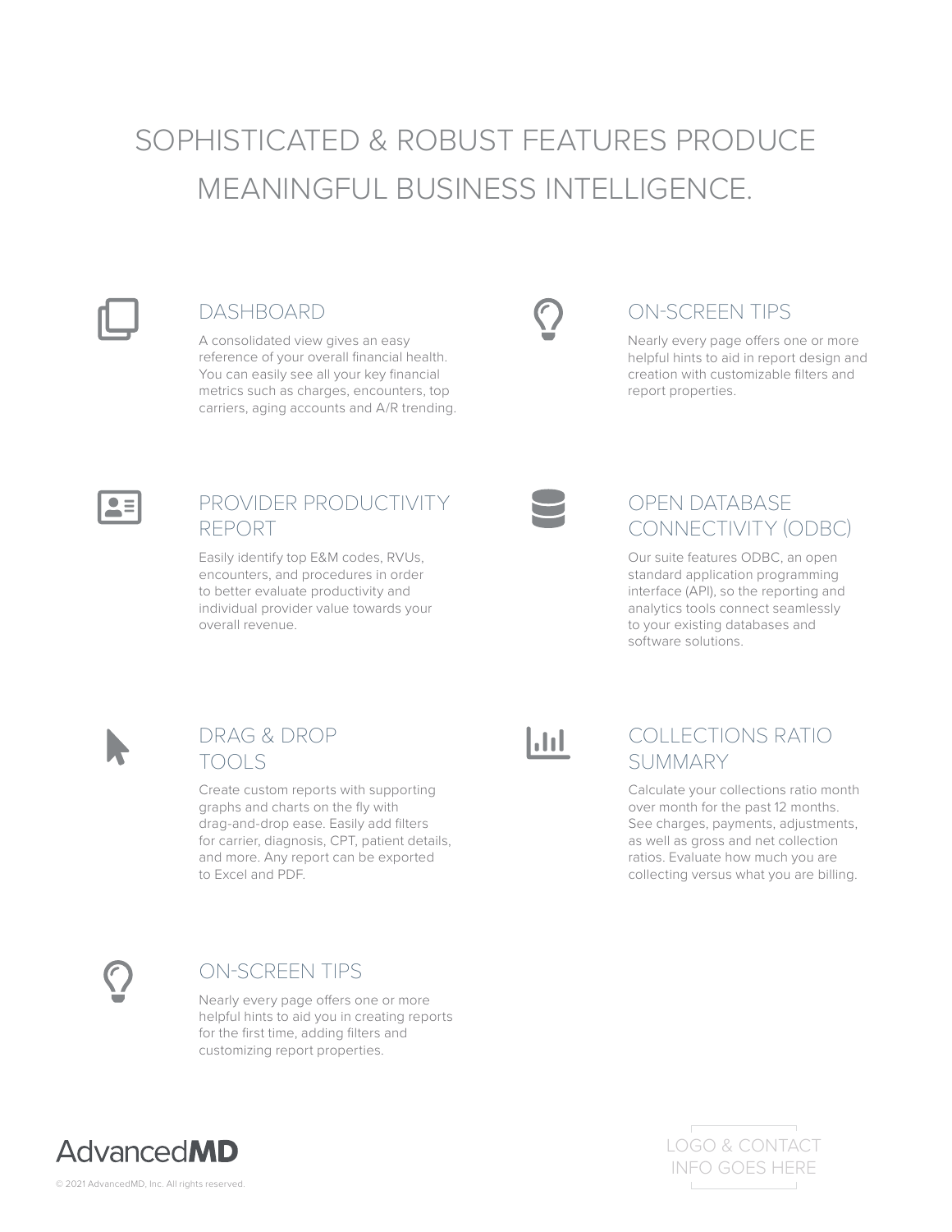# SOPHISTICATED & ROBUST FEATURES PRODUCE MEANINGFUL BUSINESS INTELLIGENCE.

## DASHBOARD

A consolidated view gives an easy reference of your overall financial health. You can easily see all your key financial metrics such as charges, encounters, top carriers, aging accounts and A/R trending.

## ON-SCREEN TIPS

Nearly every page offers one or more helpful hints to aid in report design and creation with customizable filters and report properties.

## PROVIDER PRODUCTIVITY REPORT

Easily identify top E&M codes, RVUs, encounters, and procedures in order to better evaluate productivity and individual provider value towards your overall revenue.

## OPEN DATABASE CONNECTIVITY (ODBC)

Our suite features ODBC, an open standard application programming interface (API), so the reporting and analytics tools connect seamlessly to your existing databases and software solutions.

## DRAG & DROP TOOLS

Create custom reports with supporting graphs and charts on the fly with drag-and-drop ease. Easily add filters for carrier, diagnosis, CPT, patient details, and more. Any report can be exported to Excel and PDF.

## COLLECTIONS RATIO SUMMARY

Calculate your collections ratio month over month for the past 12 months. See charges, payments, adjustments, as well as gross and net collection ratios. Evaluate how much you are collecting versus what you are billing.

## ON-SCREEN TIPS

Nearly every page offers one or more helpful hints to aid you in creating reports for the first time, adding filters and customizing report properties.

AdvancedMD

© 2021 AdvancedMD, Inc. All rights reserved.

LOGO & CONTACT INFO GOES HERE